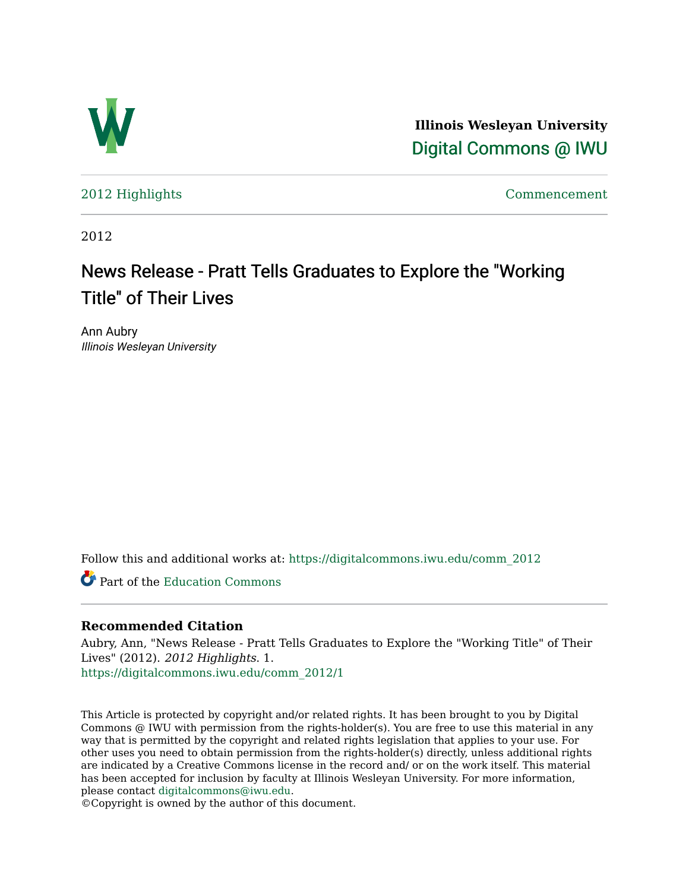Illinois Wesleyan University

Digital Commons @ IWU

2012 Highlights | Commencement

2012

# News Release - Pratt Tells Graduates to Explore the "Working Title" of Their Lives

Ann Aubry

*Illinois Wesleyan University*

Follow this and additional works at: https://digitalcommons.iwu.edu/comm_2012

Part of the Education Commons

## Recommended Citation

Aubry, Ann, "News Release - Pratt Tells Graduates to Explore the "Working Title" of Their Lives" (2012). *2012 Highlights*. 1.
https://digitalcommons.iwu.edu/comm_2012/1

This Article is protected by copyright and/or related rights. It has been brought to you by Digital Commons @ IWU with permission from the rights-holder(s). You are free to use this material in any way that is permitted by the copyright and related rights legislation that applies to your use. For other uses you need to obtain permission from the rights-holder(s) directly, unless additional rights are indicated by a Creative Commons license in the record and/ or on the work itself. This material has been accepted for inclusion by faculty at Illinois Wesleyan University. For more information, please contact digitalcommons@iwu.edu.
©Copyright is owned by the author of this document.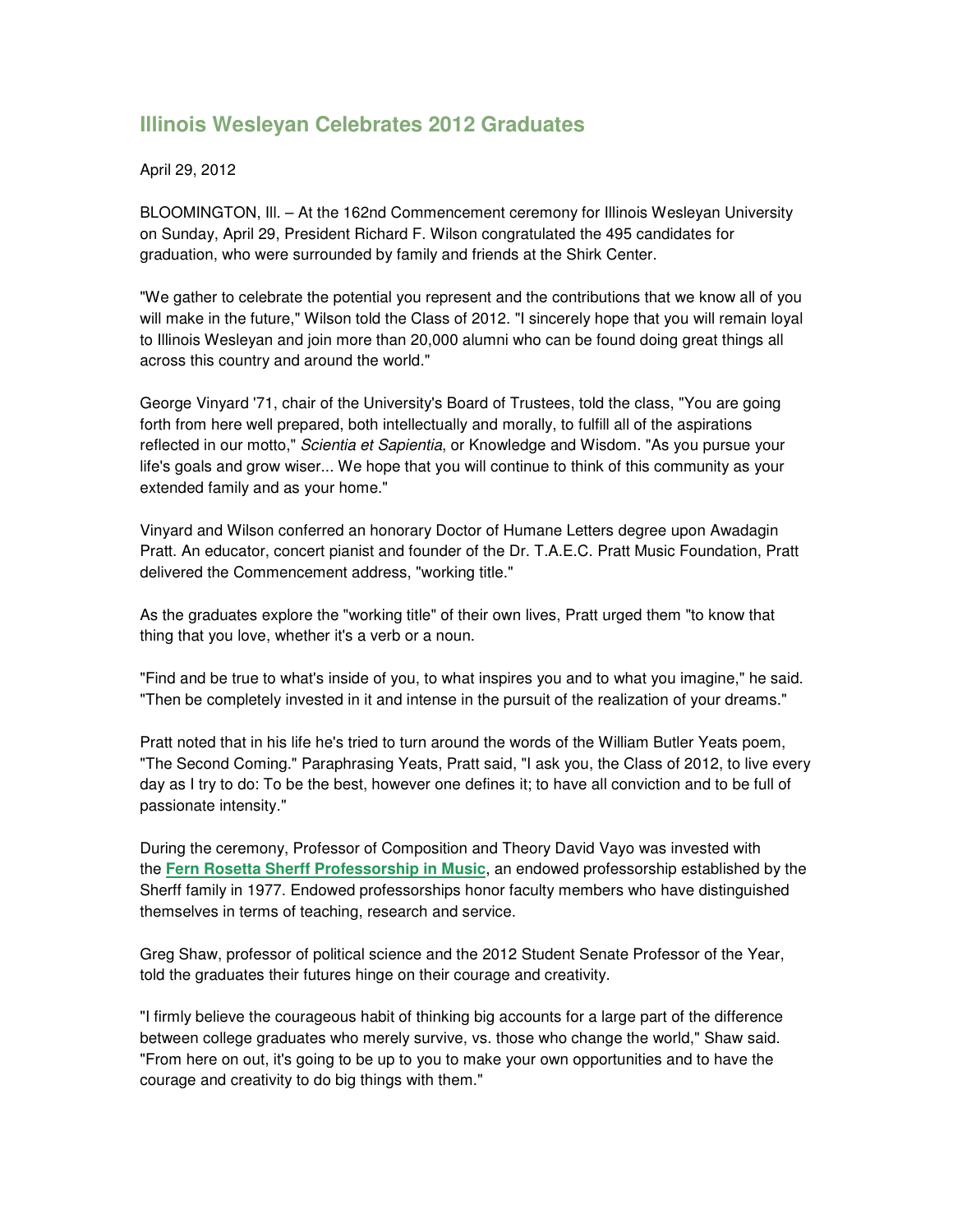# Illinois Wesleyan Celebrates 2012 Graduates

April 29, 2012

BLOOMINGTON, Ill. – At the 162nd Commencement ceremony for Illinois Wesleyan University on Sunday, April 29, President Richard F. Wilson congratulated the 495 candidates for graduation, who were surrounded by family and friends at the Shirk Center.

"We gather to celebrate the potential you represent and the contributions that we know all of you will make in the future," Wilson told the Class of 2012. "I sincerely hope that you will remain loyal to Illinois Wesleyan and join more than 20,000 alumni who can be found doing great things all across this country and around the world."

George Vinyard '71, chair of the University's Board of Trustees, told the class, "You are going forth from here well prepared, both intellectually and morally, to fulfill all of the aspirations reflected in our motto," *Scientia et Sapientia*, or Knowledge and Wisdom. "As you pursue your life's goals and grow wiser... We hope that you will continue to think of this community as your extended family and as your home."

Vinyard and Wilson conferred an honorary Doctor of Humane Letters degree upon Awadagin Pratt. An educator, concert pianist and founder of the Dr. T.A.E.C. Pratt Music Foundation, Pratt delivered the Commencement address, "working title."

As the graduates explore the "working title" of their own lives, Pratt urged them "to know that thing that you love, whether it's a verb or a noun.

"Find and be true to what's inside of you, to what inspires you and to what you imagine," he said. "Then be completely invested in it and intense in the pursuit of the realization of your dreams."

Pratt noted that in his life he's tried to turn around the words of the William Butler Yeats poem, "The Second Coming." Paraphrasing Yeats, Pratt said, "I ask you, the Class of 2012, to live every day as I try to do: To be the best, however one defines it; to have all conviction and to be full of passionate intensity."

During the ceremony, Professor of Composition and Theory David Vayo was invested with the **Fern Rosetta Sherff Professorship in Music**, an endowed professorship established by the Sherff family in 1977. Endowed professorships honor faculty members who have distinguished themselves in terms of teaching, research and service.

Greg Shaw, professor of political science and the 2012 Student Senate Professor of the Year, told the graduates their futures hinge on their courage and creativity.

"I firmly believe the courageous habit of thinking big accounts for a large part of the difference between college graduates who merely survive, vs. those who change the world," Shaw said. "From here on out, it's going to be up to you to make your own opportunities and to have the courage and creativity to do big things with them."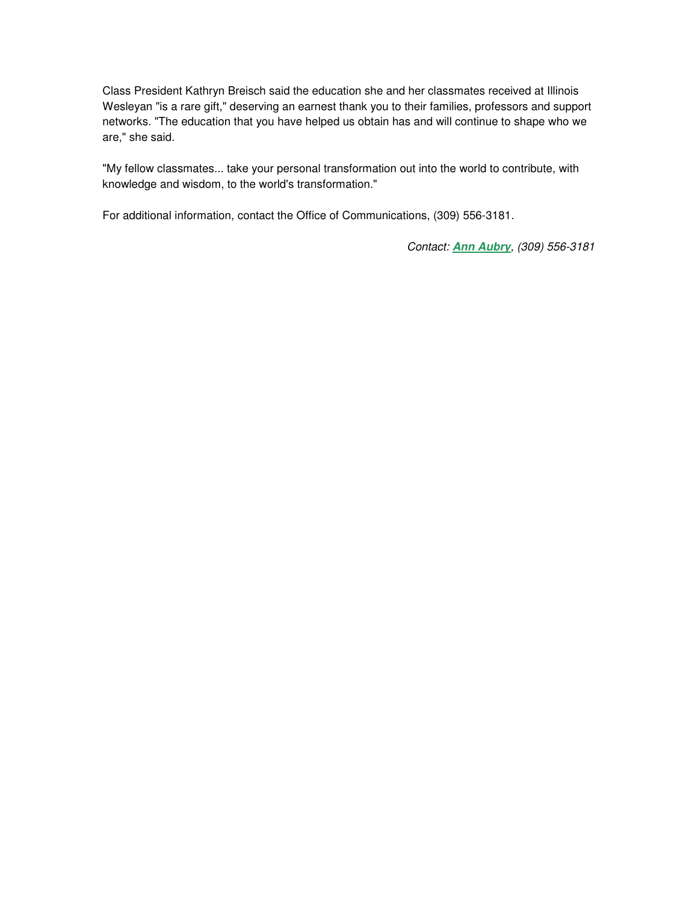Class President Kathryn Breisch said the education she and her classmates received at Illinois Wesleyan "is a rare gift," deserving an earnest thank you to their families, professors and support networks. "The education that you have helped us obtain has and will continue to shape who we are," she said.

"My fellow classmates... take your personal transformation out into the world to contribute, with knowledge and wisdom, to the world's transformation."

For additional information, contact the Office of Communications, (309) 556-3181.

*Contact: **Ann Aubry**, (309) 556-3181*